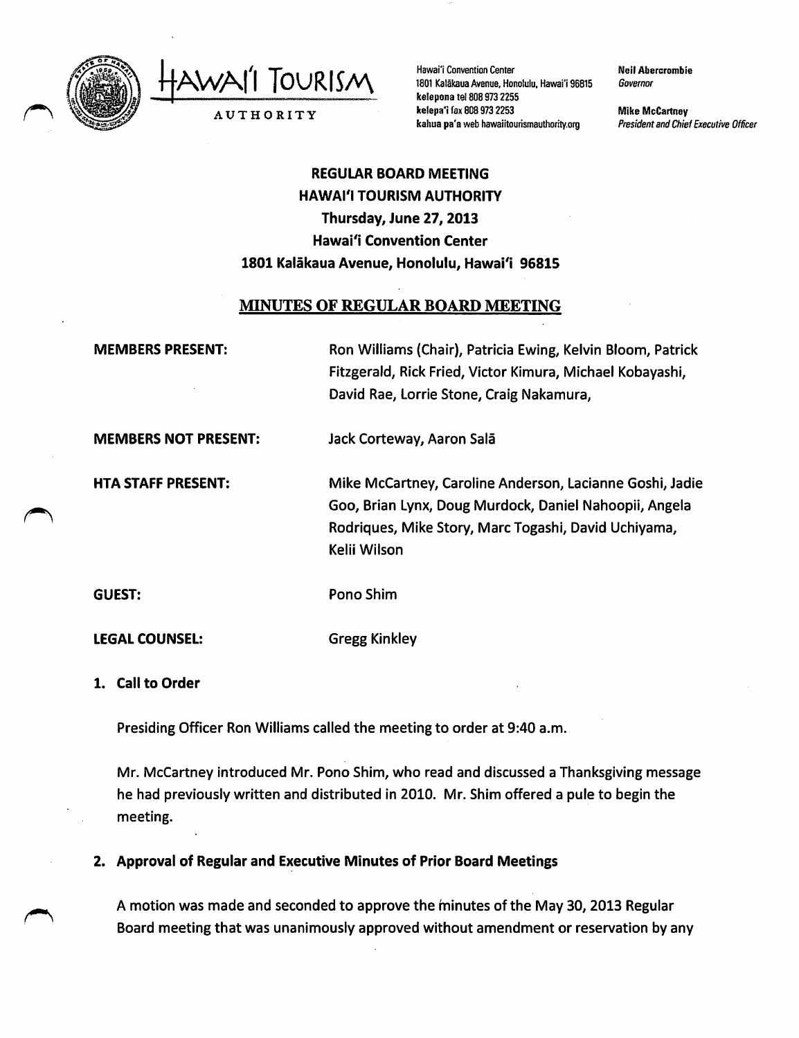Hawai'i Tourism Authority

Hawai'i Convention Center
1801 Kalākaua Avenue, Honolulu, Hawai'i 96815
kelepona tel 808 973 2255
kelepa'i fax 808 973 2253
kahua pa'a web hawaiitourismauthority.org

Neil Abercrombie
*Governor*

Mike McCartney
*President and Chief Executive Officer*

# REGULAR BOARD MEETING
# HAWAI'I TOURISM AUTHORITY
# Thursday, June 27, 2013
# Hawai'i Convention Center
# 1801 Kalākaua Avenue, Honolulu, Hawai'i 96815

## MINUTES OF REGULAR BOARD MEETING

**MEMBERS PRESENT:** Ron Williams (Chair), Patricia Ewing, Kelvin Bloom, Patrick Fitzgerald, Rick Fried, Victor Kimura, Michael Kobayashi, David Rae, Lorrie Stone, Craig Nakamura,

**MEMBERS NOT PRESENT:** Jack Corteway, Aaron Salā

**HTA STAFF PRESENT:** Mike McCartney, Caroline Anderson, Lacianne Goshi, Jadie Goo, Brian Lynx, Doug Murdock, Daniel Nahoopii, Angela Rodriques, Mike Story, Marc Togashi, David Uchiyama, Kelii Wilson

**GUEST:** Pono Shim

**LEGAL COUNSEL:** Gregg Kinkley

### 1. Call to Order

Presiding Officer Ron Williams called the meeting to order at 9:40 a.m.

Mr. McCartney introduced Mr. Pono Shim, who read and discussed a Thanksgiving message he had previously written and distributed in 2010. Mr. Shim offered a pule to begin the meeting.

### 2. Approval of Regular and Executive Minutes of Prior Board Meetings

A motion was made and seconded to approve the minutes of the May 30, 2013 Regular Board meeting that was unanimously approved without amendment or reservation by any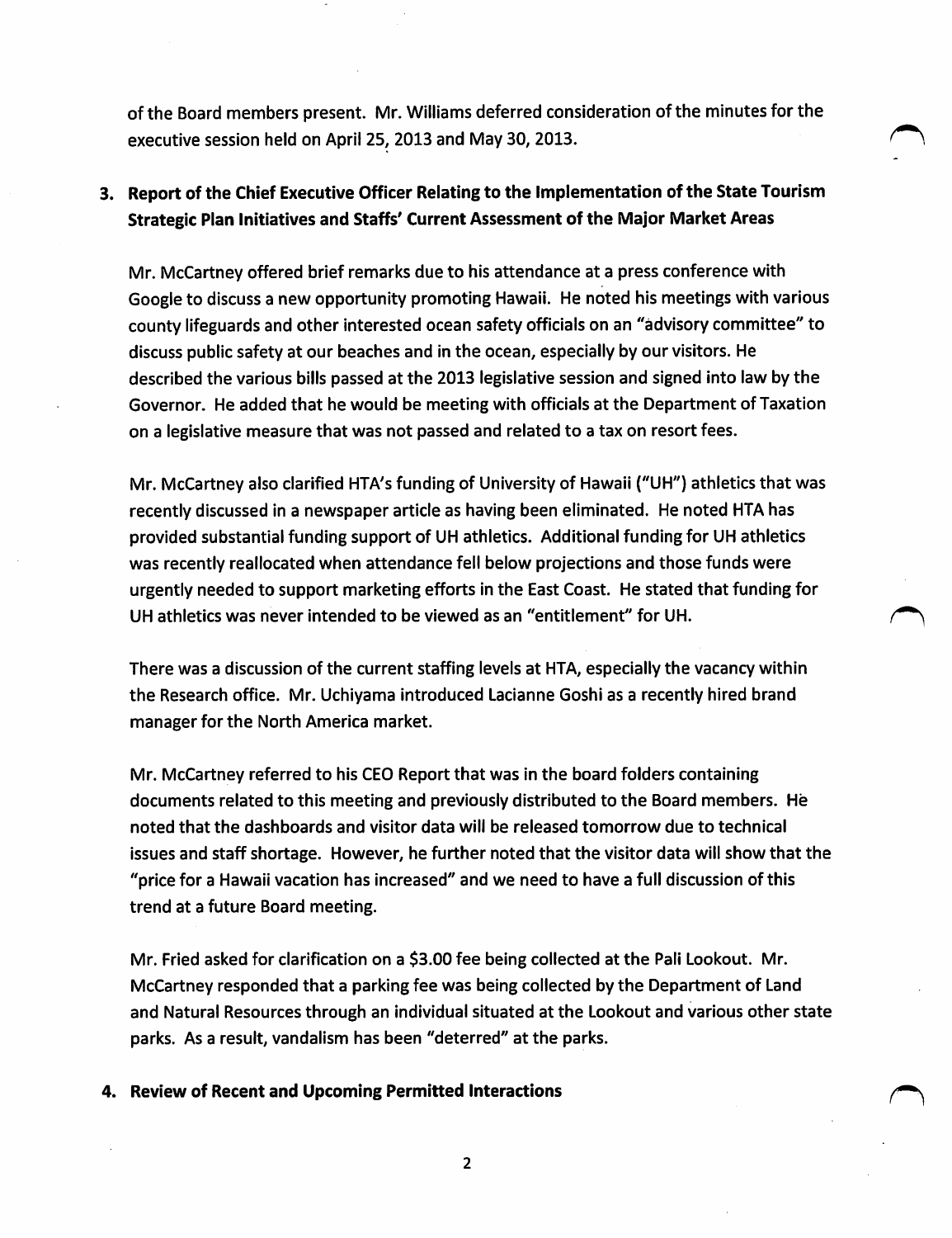of the Board members present. Mr. Williams deferred consideration of the minutes for the executive session held on April 25, 2013 and May 30, 2013.

**3. Report of the Chief Executive Officer Relating to the Implementation of the State Tourism Strategic Plan Initiatives and Staffs' Current Assessment of the Major Market Areas**

Mr. McCartney offered brief remarks due to his attendance at a press conference with Google to discuss a new opportunity promoting Hawaii. He noted his meetings with various county lifeguards and other interested ocean safety officials on an "advisory committee" to discuss public safety at our beaches and in the ocean, especially by our visitors. He described the various bills passed at the 2013 legislative session and signed into law by the Governor. He added that he would be meeting with officials at the Department of Taxation on a legislative measure that was not passed and related to a tax on resort fees.

Mr. McCartney also clarified HTA's funding of University of Hawaii ("UH") athletics that was recently discussed in a newspaper article as having been eliminated. He noted HTA has provided substantial funding support of UH athletics. Additional funding for UH athletics was recently reallocated when attendance fell below projections and those funds were urgently needed to support marketing efforts in the East Coast. He stated that funding for UH athletics was never intended to be viewed as an "entitlement" for UH.

There was a discussion of the current staffing levels at HTA, especially the vacancy within the Research office. Mr. Uchiyama introduced Lacianne Goshi as a recently hired brand manager for the North America market.

Mr. McCartney referred to his CEO Report that was in the board folders containing documents related to this meeting and previously distributed to the Board members. He noted that the dashboards and visitor data will be released tomorrow due to technical issues and staff shortage. However, he further noted that the visitor data will show that the "price for a Hawaii vacation has increased" and we need to have a full discussion of this trend at a future Board meeting.

Mr. Fried asked for clarification on a $3.00 fee being collected at the Pali Lookout. Mr. McCartney responded that a parking fee was being collected by the Department of Land and Natural Resources through an individual situated at the Lookout and various other state parks. As a result, vandalism has been "deterred" at the parks.

**4. Review of Recent and Upcoming Permitted Interactions**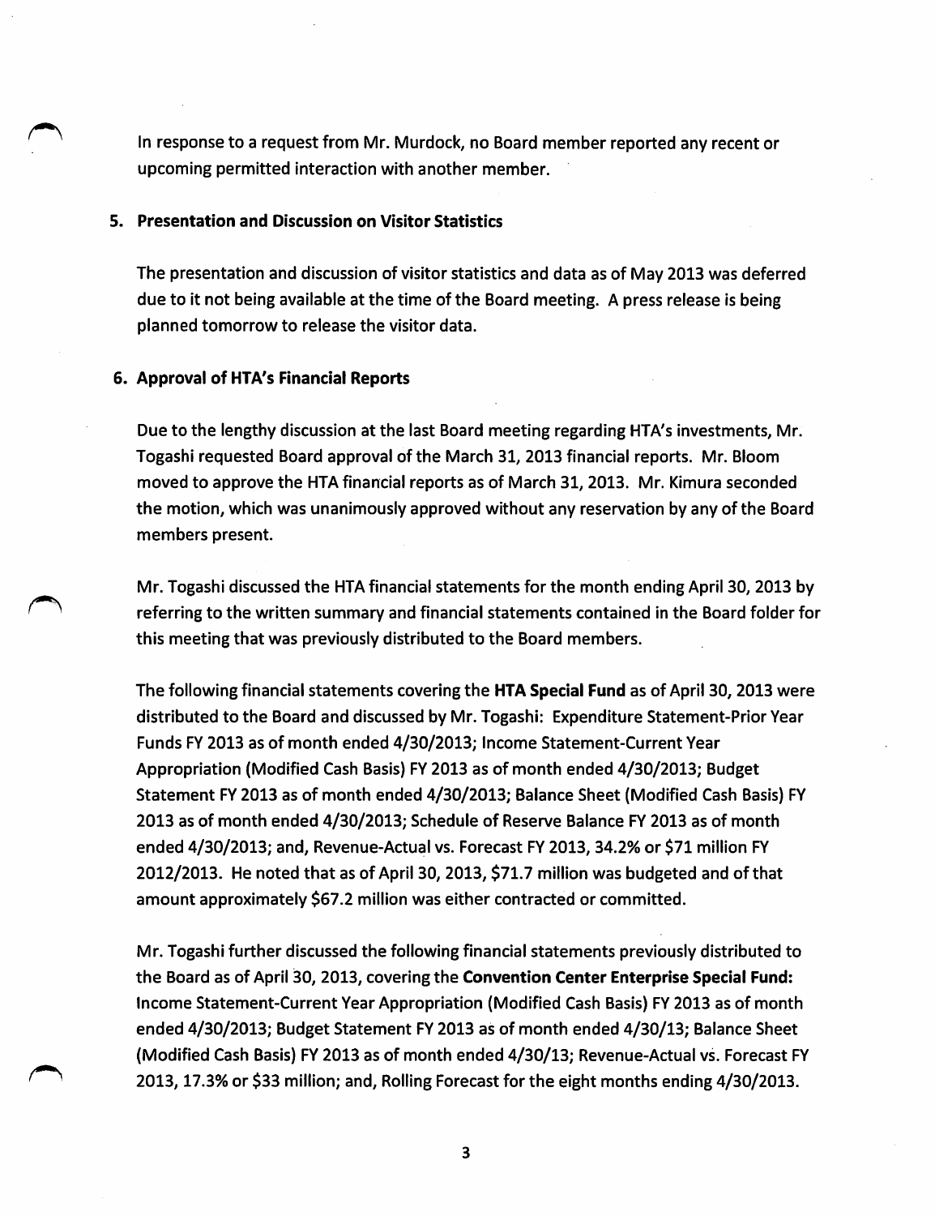In response to a request from Mr. Murdock, no Board member reported any recent or upcoming permitted interaction with another member.

**5. Presentation and Discussion on Visitor Statistics**

The presentation and discussion of visitor statistics and data as of May 2013 was deferred due to it not being available at the time of the Board meeting. A press release is being planned tomorrow to release the visitor data.

**6. Approval of HTA's Financial Reports**

Due to the lengthy discussion at the last Board meeting regarding HTA's investments, Mr. Togashi requested Board approval of the March 31, 2013 financial reports. Mr. Bloom moved to approve the HTA financial reports as of March 31, 2013. Mr. Kimura seconded the motion, which was unanimously approved without any reservation by any of the Board members present.

Mr. Togashi discussed the HTA financial statements for the month ending April 30, 2013 by referring to the written summary and financial statements contained in the Board folder for this meeting that was previously distributed to the Board members.

The following financial statements covering the **HTA Special Fund** as of April 30, 2013 were distributed to the Board and discussed by Mr. Togashi: Expenditure Statement-Prior Year Funds FY 2013 as of month ended 4/30/2013; Income Statement-Current Year Appropriation (Modified Cash Basis) FY 2013 as of month ended 4/30/2013; Budget Statement FY 2013 as of month ended 4/30/2013; Balance Sheet (Modified Cash Basis) FY 2013 as of month ended 4/30/2013; Schedule of Reserve Balance FY 2013 as of month ended 4/30/2013; and, Revenue-Actual vs. Forecast FY 2013, 34.2% or $71 million FY 2012/2013. He noted that as of April 30, 2013, $71.7 million was budgeted and of that amount approximately $67.2 million was either contracted or committed.

Mr. Togashi further discussed the following financial statements previously distributed to the Board as of April 30, 2013, covering the **Convention Center Enterprise Special Fund:** Income Statement-Current Year Appropriation (Modified Cash Basis) FY 2013 as of month ended 4/30/2013; Budget Statement FY 2013 as of month ended 4/30/13; Balance Sheet (Modified Cash Basis) FY 2013 as of month ended 4/30/13; Revenue-Actual vs. Forecast FY 2013, 17.3% or $33 million; and, Rolling Forecast for the eight months ending 4/30/2013.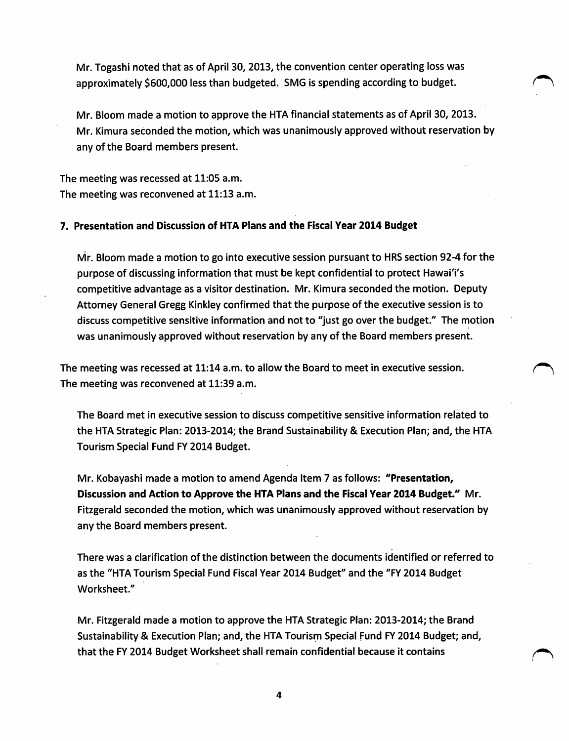Mr. Togashi noted that as of April 30, 2013, the convention center operating loss was approximately $600,000 less than budgeted. SMG is spending according to budget.

Mr. Bloom made a motion to approve the HTA financial statements as of April 30, 2013. Mr. Kimura seconded the motion, which was unanimously approved without reservation by any of the Board members present.

The meeting was recessed at 11:05 a.m.
The meeting was reconvened at 11:13 a.m.

**7. Presentation and Discussion of HTA Plans and the Fiscal Year 2014 Budget**

Mr. Bloom made a motion to go into executive session pursuant to HRS section 92-4 for the purpose of discussing information that must be kept confidential to protect Hawai'i's competitive advantage as a visitor destination. Mr. Kimura seconded the motion. Deputy Attorney General Gregg Kinkley confirmed that the purpose of the executive session is to discuss competitive sensitive information and not to "just go over the budget." The motion was unanimously approved without reservation by any of the Board members present.

The meeting was recessed at 11:14 a.m. to allow the Board to meet in executive session.
The meeting was reconvened at 11:39 a.m.

The Board met in executive session to discuss competitive sensitive information related to the HTA Strategic Plan: 2013-2014; the Brand Sustainability & Execution Plan; and, the HTA Tourism Special Fund FY 2014 Budget.

Mr. Kobayashi made a motion to amend Agenda Item 7 as follows: **"Presentation, Discussion and Action to Approve the HTA Plans and the Fiscal Year 2014 Budget."** Mr. Fitzgerald seconded the motion, which was unanimously approved without reservation by any the Board members present.

There was a clarification of the distinction between the documents identified or referred to as the "HTA Tourism Special Fund Fiscal Year 2014 Budget" and the "FY 2014 Budget Worksheet."

Mr. Fitzgerald made a motion to approve the HTA Strategic Plan: 2013-2014; the Brand Sustainability & Execution Plan; and, the HTA Tourism Special Fund FY 2014 Budget; and, that the FY 2014 Budget Worksheet shall remain confidential because it contains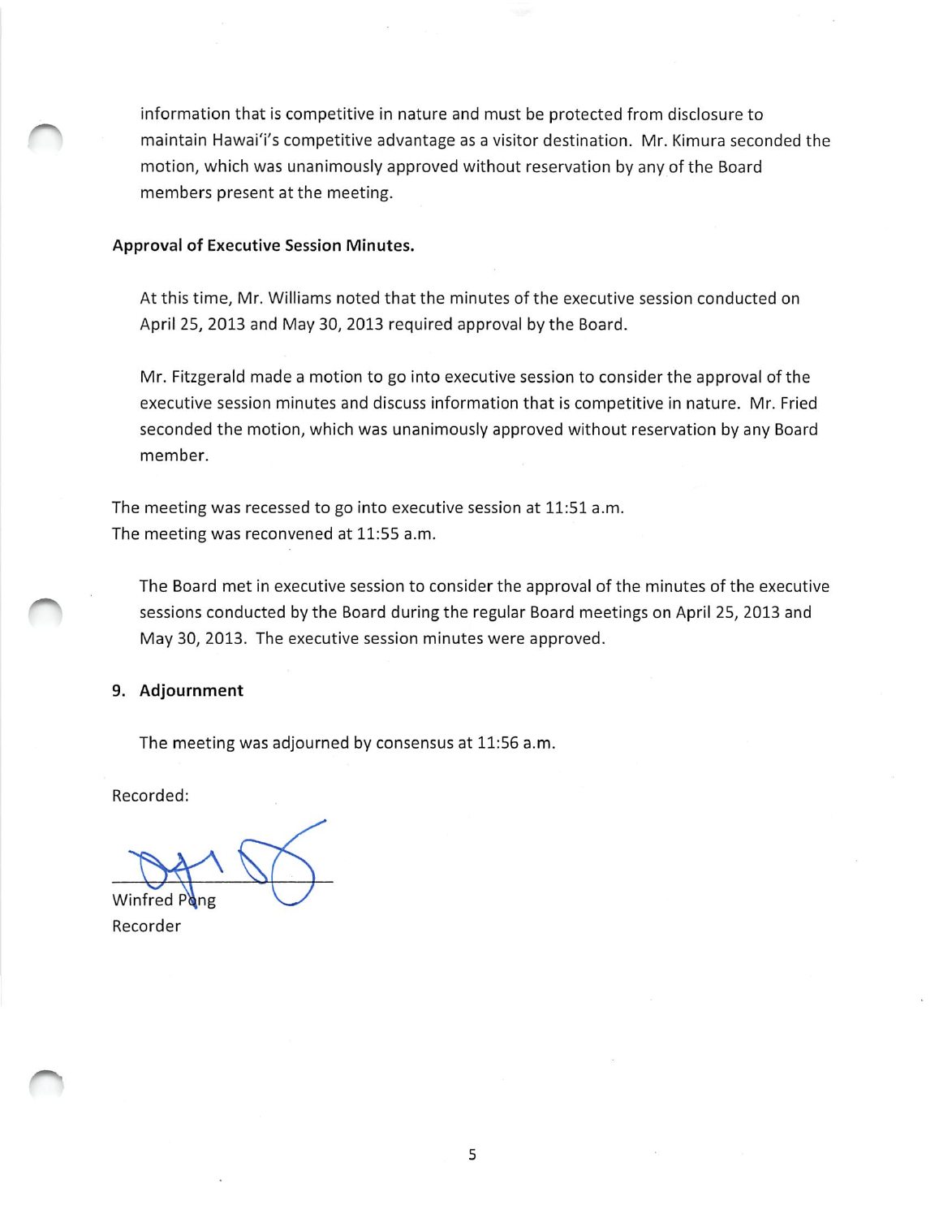information that is competitive in nature and must be protected from disclosure to maintain Hawai'i's competitive advantage as a visitor destination. Mr. Kimura seconded the motion, which was unanimously approved without reservation by any of the Board members present at the meeting.

**Approval of Executive Session Minutes.**

At this time, Mr. Williams noted that the minutes of the executive session conducted on April 25, 2013 and May 30, 2013 required approval by the Board.

Mr. Fitzgerald made a motion to go into executive session to consider the approval of the executive session minutes and discuss information that is competitive in nature. Mr. Fried seconded the motion, which was unanimously approved without reservation by any Board member.

The meeting was recessed to go into executive session at 11:51 a.m.
The meeting was reconvened at 11:55 a.m.

The Board met in executive session to consider the approval of the minutes of the executive sessions conducted by the Board during the regular Board meetings on April 25, 2013 and May 30, 2013. The executive session minutes were approved.

**9. Adjournment**

The meeting was adjourned by consensus at 11:56 a.m.

Recorded:

Winfred Pong
Recorder